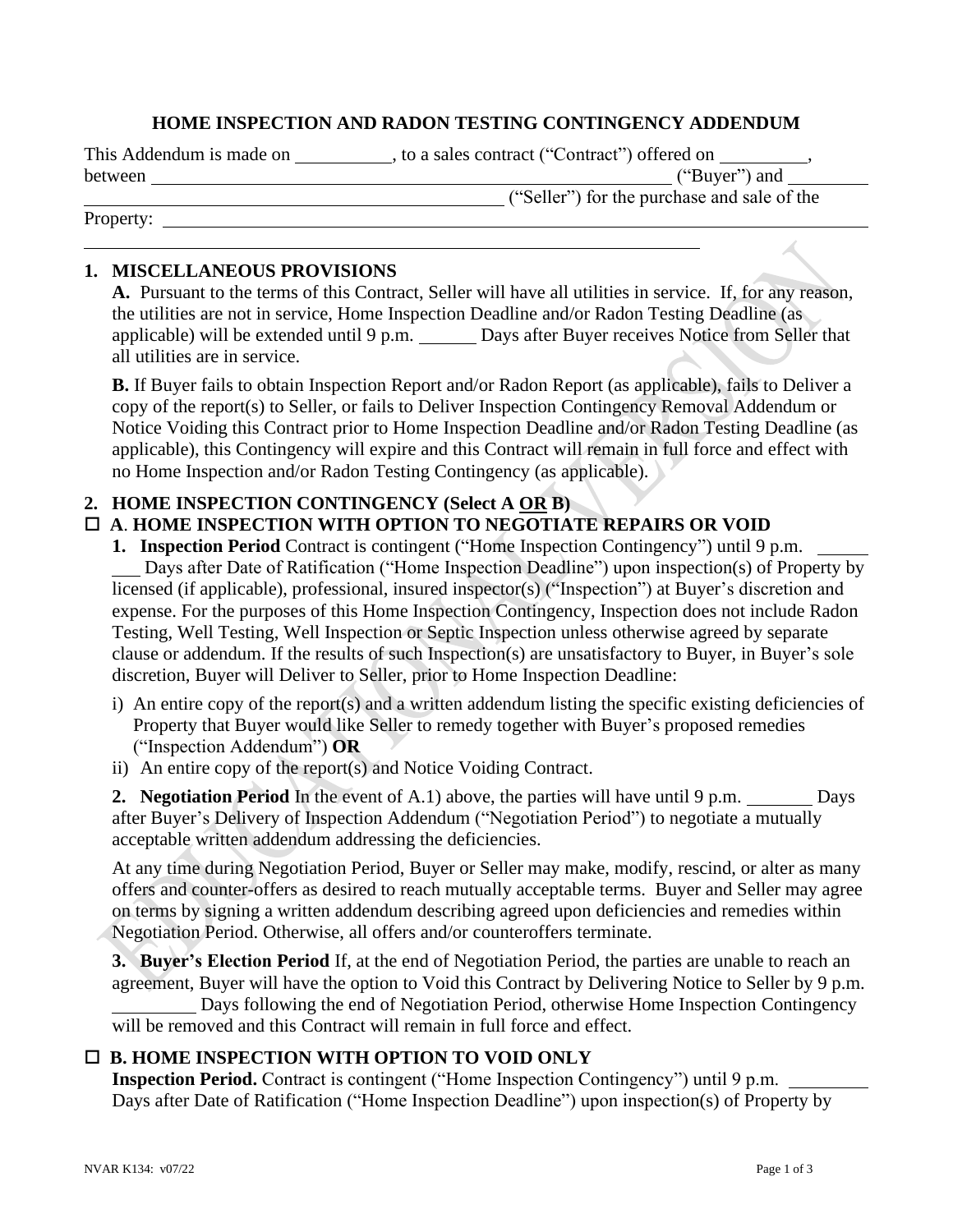# HOME INSPECTION AND RADON TESTING CONTINGENCY ADDENDUM

This Addendum is made on __________, to a sales contract ("Contract") offered on _________, between ____________________________________________________________ ("Buyer") and ______________________________________________ ("Seller") for the purchase and sale of the Property: ______________________________________________________________________

______________________________________________________________________

## 1. MISCELLANEOUS PROVISIONS

**A.** Pursuant to the terms of this Contract, Seller will have all utilities in service. If, for any reason, the utilities are not in service, Home Inspection Deadline and/or Radon Testing Deadline (as applicable) will be extended until 9 p.m. ______ Days after Buyer receives Notice from Seller that all utilities are in service.

**B.** If Buyer fails to obtain Inspection Report and/or Radon Report (as applicable), fails to Deliver a copy of the report(s) to Seller, or fails to Deliver Inspection Contingency Removal Addendum or Notice Voiding this Contract prior to Home Inspection Deadline and/or Radon Testing Deadline (as applicable), this Contingency will expire and this Contract will remain in full force and effect with no Home Inspection and/or Radon Testing Contingency (as applicable).

## 2. HOME INSPECTION CONTINGENCY (Select A OR B)

☐ **A. HOME INSPECTION WITH OPTION TO NEGOTIATE REPAIRS OR VOID**

**1. Inspection Period** Contract is contingent ("Home Inspection Contingency") until 9 p.m. ________ Days after Date of Ratification ("Home Inspection Deadline") upon inspection(s) of Property by licensed (if applicable), professional, insured inspector(s) ("Inspection") at Buyer's discretion and expense. For the purposes of this Home Inspection Contingency, Inspection does not include Radon Testing, Well Testing, Well Inspection or Septic Inspection unless otherwise agreed by separate clause or addendum. If the results of such Inspection(s) are unsatisfactory to Buyer, in Buyer's sole discretion, Buyer will Deliver to Seller, prior to Home Inspection Deadline:

i) An entire copy of the report(s) and a written addendum listing the specific existing deficiencies of Property that Buyer would like Seller to remedy together with Buyer's proposed remedies ("Inspection Addendum") **OR**

ii) An entire copy of the report(s) and Notice Voiding Contract.

**2. Negotiation Period** In the event of A.1) above, the parties will have until 9 p.m. _______ Days after Buyer's Delivery of Inspection Addendum ("Negotiation Period") to negotiate a mutually acceptable written addendum addressing the deficiencies.

At any time during Negotiation Period, Buyer or Seller may make, modify, rescind, or alter as many offers and counter-offers as desired to reach mutually acceptable terms. Buyer and Seller may agree on terms by signing a written addendum describing agreed upon deficiencies and remedies within Negotiation Period. Otherwise, all offers and/or counteroffers terminate.

**3. Buyer's Election Period** If, at the end of Negotiation Period, the parties are unable to reach an agreement, Buyer will have the option to Void this Contract by Delivering Notice to Seller by 9 p.m. _________ Days following the end of Negotiation Period, otherwise Home Inspection Contingency will be removed and this Contract will remain in full force and effect.

☐ **B. HOME INSPECTION WITH OPTION TO VOID ONLY**

**Inspection Period.** Contract is contingent ("Home Inspection Contingency") until 9 p.m. _________ Days after Date of Ratification ("Home Inspection Deadline") upon inspection(s) of Property by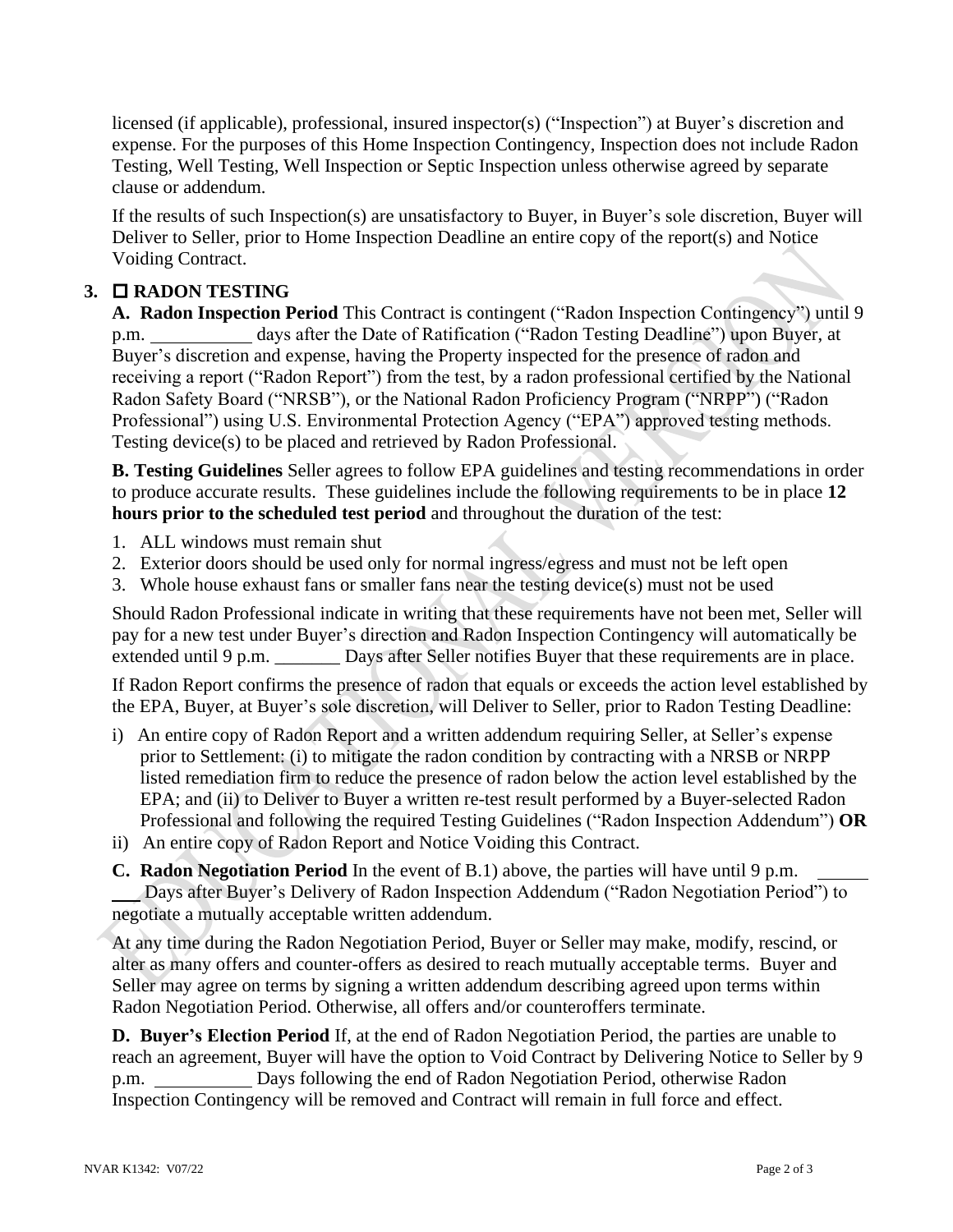licensed (if applicable), professional, insured inspector(s) ("Inspection") at Buyer's discretion and expense. For the purposes of this Home Inspection Contingency, Inspection does not include Radon Testing, Well Testing, Well Inspection or Septic Inspection unless otherwise agreed by separate clause or addendum.

If the results of such Inspection(s) are unsatisfactory to Buyer, in Buyer's sole discretion, Buyer will Deliver to Seller, prior to Home Inspection Deadline an entire copy of the report(s) and Notice Voiding Contract.

## 3. ☐ RADON TESTING

**A. Radon Inspection Period** This Contract is contingent ("Radon Inspection Contingency") until 9 p.m. __________ days after the Date of Ratification ("Radon Testing Deadline") upon Buyer, at Buyer's discretion and expense, having the Property inspected for the presence of radon and receiving a report ("Radon Report") from the test, by a radon professional certified by the National Radon Safety Board ("NRSB"), or the National Radon Proficiency Program ("NRPP") ("Radon Professional") using U.S. Environmental Protection Agency ("EPA") approved testing methods. Testing device(s) to be placed and retrieved by Radon Professional.

**B. Testing Guidelines** Seller agrees to follow EPA guidelines and testing recommendations in order to produce accurate results. These guidelines include the following requirements to be in place **12 hours prior to the scheduled test period** and throughout the duration of the test:

1. ALL windows must remain shut
2. Exterior doors should be used only for normal ingress/egress and must not be left open
3. Whole house exhaust fans or smaller fans near the testing device(s) must not be used

Should Radon Professional indicate in writing that these requirements have not been met, Seller will pay for a new test under Buyer's direction and Radon Inspection Contingency will automatically be extended until 9 p.m. _______ Days after Seller notifies Buyer that these requirements are in place.

If Radon Report confirms the presence of radon that equals or exceeds the action level established by the EPA, Buyer, at Buyer's sole discretion, will Deliver to Seller, prior to Radon Testing Deadline:

i) An entire copy of Radon Report and a written addendum requiring Seller, at Seller's expense prior to Settlement: (i) to mitigate the radon condition by contracting with a NRSB or NRPP listed remediation firm to reduce the presence of radon below the action level established by the EPA; and (ii) to Deliver to Buyer a written re-test result performed by a Buyer-selected Radon Professional and following the required Testing Guidelines ("Radon Inspection Addendum") **OR**

ii) An entire copy of Radon Report and Notice Voiding this Contract.

**C. Radon Negotiation Period** In the event of B.1) above, the parties will have until 9 p.m. ______ ___ Days after Buyer's Delivery of Radon Inspection Addendum ("Radon Negotiation Period") to negotiate a mutually acceptable written addendum.

At any time during the Radon Negotiation Period, Buyer or Seller may make, modify, rescind, or alter as many offers and counter-offers as desired to reach mutually acceptable terms. Buyer and Seller may agree on terms by signing a written addendum describing agreed upon terms within Radon Negotiation Period. Otherwise, all offers and/or counteroffers terminate.

**D. Buyer's Election Period** If, at the end of Radon Negotiation Period, the parties are unable to reach an agreement, Buyer will have the option to Void Contract by Delivering Notice to Seller by 9 p.m. __________ Days following the end of Radon Negotiation Period, otherwise Radon Inspection Contingency will be removed and Contract will remain in full force and effect.

NVAR K1342: V07/22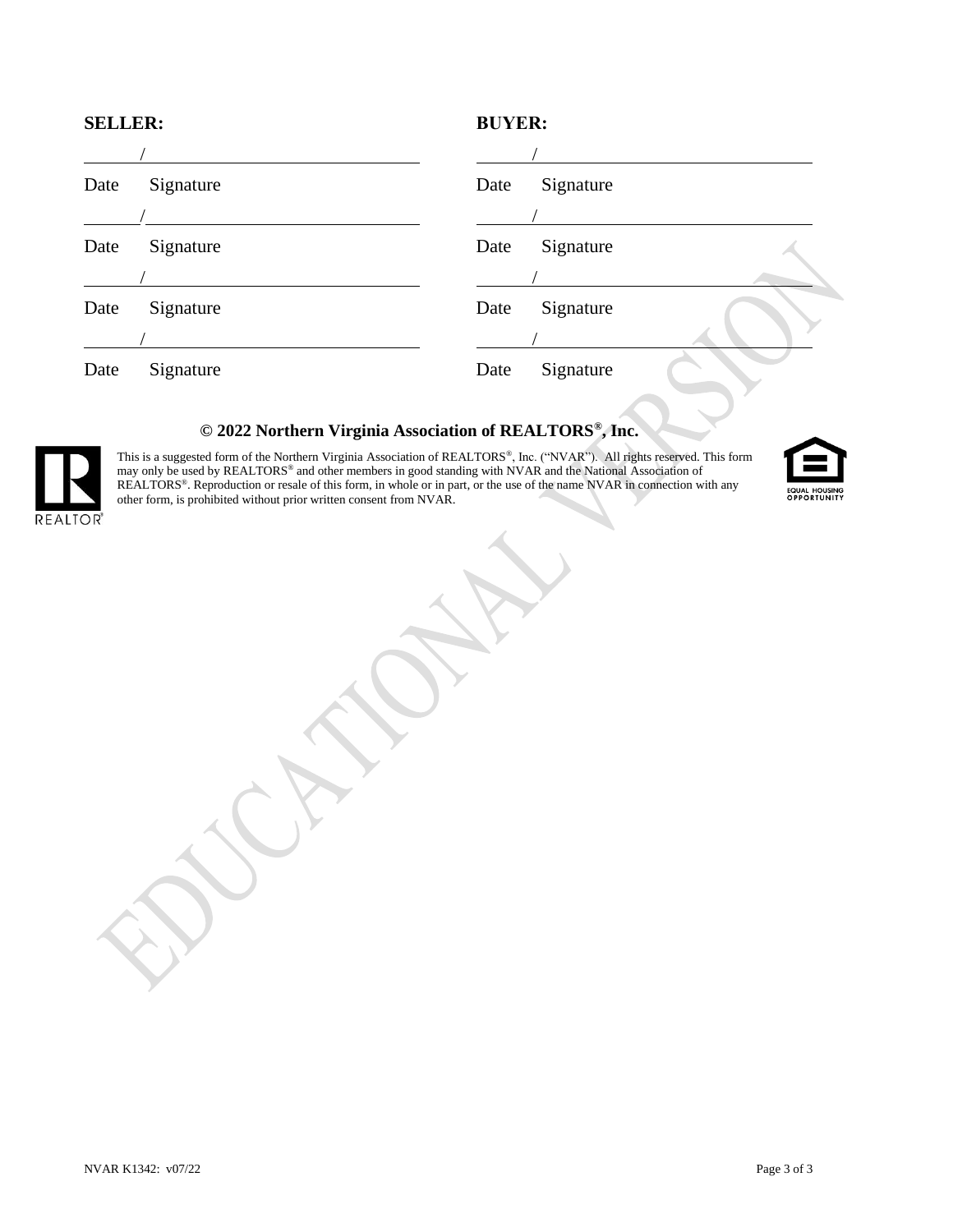| **SELLER:** | **BUYER:** |
|---|---|
| ______/______________________ | ______/______________________ |
| Date Signature | Date Signature |
| ______/______________________ | ______/______________________ |
| Date Signature | Date Signature |
| ______/______________________ | ______/______________________ |
| Date Signature | Date Signature |
| ______/______________________ | ______/______________________ |
| Date Signature | Date Signature |

**© 2022 Northern Virginia Association of REALTORS®, Inc.**

This is a suggested form of the Northern Virginia Association of REALTORS®, Inc. ("NVAR"). All rights reserved. This form may only be used by REALTORS® and other members in good standing with NVAR and the National Association of REALTORS®. Reproduction or resale of this form, in whole or in part, or the use of the name NVAR in connection with any other form, is prohibited without prior written consent from NVAR.

NVAR K1342: v07/22